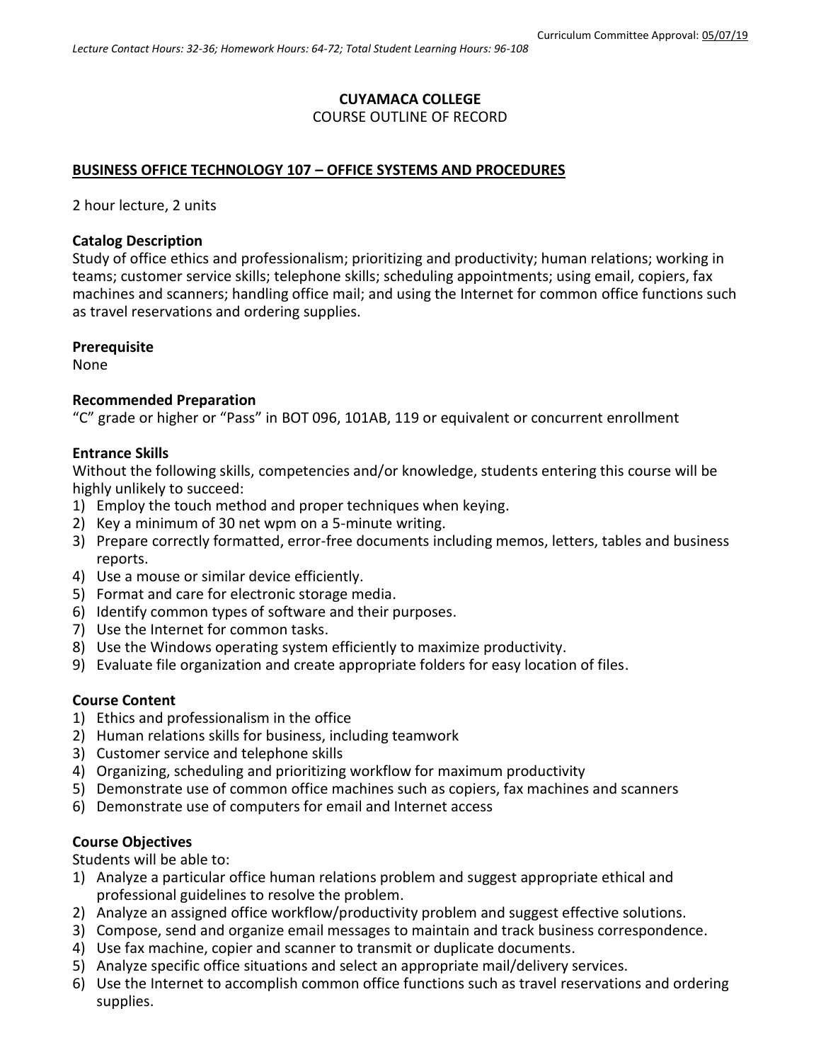Curriculum Committee Approval: 05/07/19

*Lecture Contact Hours: 32-36; Homework Hours: 64-72; Total Student Learning Hours: 96-108*

**CUYAMACA COLLEGE**

COURSE OUTLINE OF RECORD

**BUSINESS OFFICE TECHNOLOGY 107 – OFFICE SYSTEMS AND PROCEDURES**

2 hour lecture, 2 units

### Catalog Description

Study of office ethics and professionalism; prioritizing and productivity; human relations; working in teams; customer service skills; telephone skills; scheduling appointments; using email, copiers, fax machines and scanners; handling office mail; and using the Internet for common office functions such as travel reservations and ordering supplies.

### Prerequisite

None

### Recommended Preparation

"C" grade or higher or "Pass" in BOT 096, 101AB, 119 or equivalent or concurrent enrollment

### Entrance Skills

Without the following skills, competencies and/or knowledge, students entering this course will be highly unlikely to succeed:

1) Employ the touch method and proper techniques when keying.
2) Key a minimum of 30 net wpm on a 5-minute writing.
3) Prepare correctly formatted, error-free documents including memos, letters, tables and business reports.
4) Use a mouse or similar device efficiently.
5) Format and care for electronic storage media.
6) Identify common types of software and their purposes.
7) Use the Internet for common tasks.
8) Use the Windows operating system efficiently to maximize productivity.
9) Evaluate file organization and create appropriate folders for easy location of files.

### Course Content

1) Ethics and professionalism in the office
2) Human relations skills for business, including teamwork
3) Customer service and telephone skills
4) Organizing, scheduling and prioritizing workflow for maximum productivity
5) Demonstrate use of common office machines such as copiers, fax machines and scanners
6) Demonstrate use of computers for email and Internet access

### Course Objectives

Students will be able to:

1) Analyze a particular office human relations problem and suggest appropriate ethical and professional guidelines to resolve the problem.
2) Analyze an assigned office workflow/productivity problem and suggest effective solutions.
3) Compose, send and organize email messages to maintain and track business correspondence.
4) Use fax machine, copier and scanner to transmit or duplicate documents.
5) Analyze specific office situations and select an appropriate mail/delivery services.
6) Use the Internet to accomplish common office functions such as travel reservations and ordering supplies.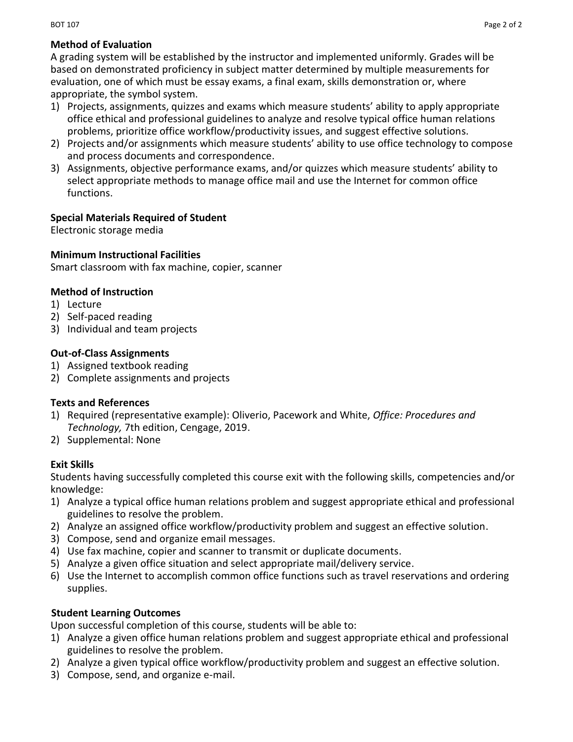**Method of Evaluation**

A grading system will be established by the instructor and implemented uniformly. Grades will be based on demonstrated proficiency in subject matter determined by multiple measurements for evaluation, one of which must be essay exams, a final exam, skills demonstration or, where appropriate, the symbol system.

1) Projects, assignments, quizzes and exams which measure students' ability to apply appropriate office ethical and professional guidelines to analyze and resolve typical office human relations problems, prioritize office workflow/productivity issues, and suggest effective solutions.
2) Projects and/or assignments which measure students' ability to use office technology to compose and process documents and correspondence.
3) Assignments, objective performance exams, and/or quizzes which measure students' ability to select appropriate methods to manage office mail and use the Internet for common office functions.

**Special Materials Required of Student**

Electronic storage media

**Minimum Instructional Facilities**

Smart classroom with fax machine, copier, scanner

**Method of Instruction**

1) Lecture
2) Self-paced reading
3) Individual and team projects

**Out-of-Class Assignments**

1) Assigned textbook reading
2) Complete assignments and projects

**Texts and References**

1) Required (representative example): Oliverio, Pacework and White, *Office: Procedures and Technology,* 7th edition, Cengage, 2019.
2) Supplemental: None

**Exit Skills**

Students having successfully completed this course exit with the following skills, competencies and/or knowledge:

1) Analyze a typical office human relations problem and suggest appropriate ethical and professional guidelines to resolve the problem.
2) Analyze an assigned office workflow/productivity problem and suggest an effective solution.
3) Compose, send and organize email messages.
4) Use fax machine, copier and scanner to transmit or duplicate documents.
5) Analyze a given office situation and select appropriate mail/delivery service.
6) Use the Internet to accomplish common office functions such as travel reservations and ordering supplies.

**Student Learning Outcomes**

Upon successful completion of this course, students will be able to:

1) Analyze a given office human relations problem and suggest appropriate ethical and professional guidelines to resolve the problem.
2) Analyze a given typical office workflow/productivity problem and suggest an effective solution.
3) Compose, send, and organize e-mail.